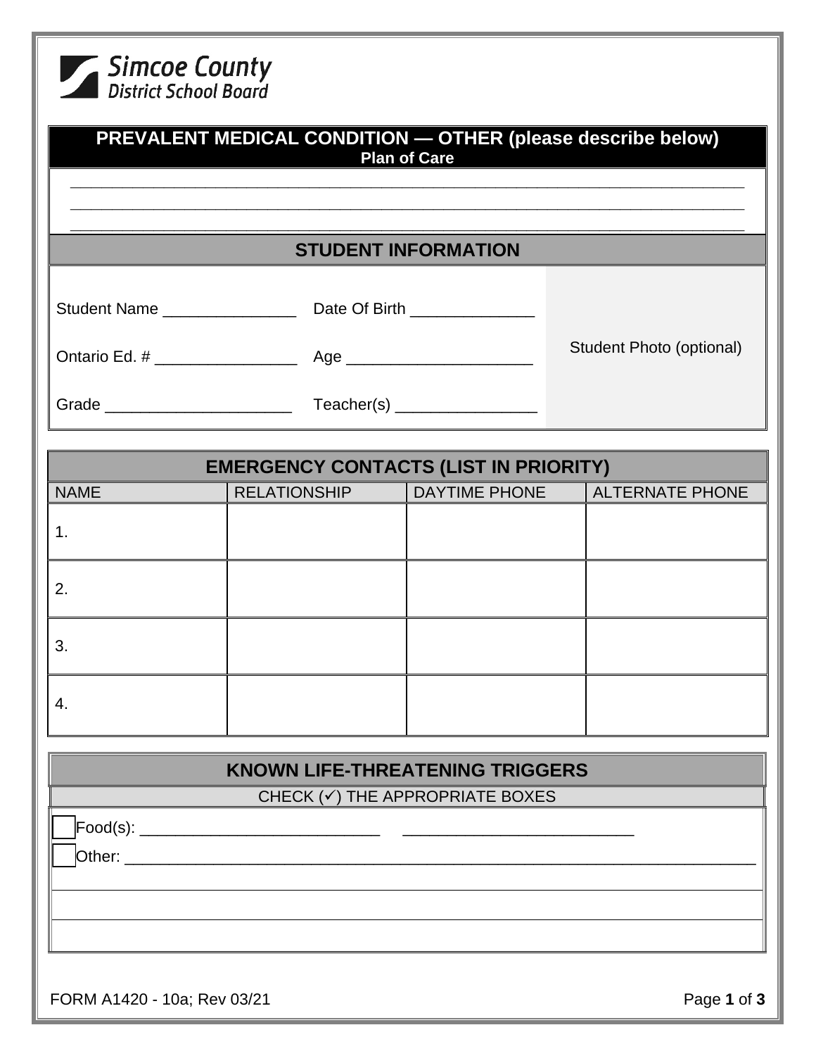Simcoe County District School Board

# PREVALENT MEDICAL CONDITION — OTHER (please describe below)

**Plan of Care**

______________________________________________________________________________

______________________________________________________________________________

______________________________________________________________________________

## STUDENT INFORMATION

Student Name _______________ Date Of Birth ______________

Ontario Ed. # ________________ Age _____________________

Grade _____________________ Teacher(s) ________________

Student Photo (optional)

## EMERGENCY CONTACTS (LIST IN PRIORITY)

| NAME | RELATIONSHIP | DAYTIME PHONE | ALTERNATE PHONE |
|---|---|---|---|
| 1. | | | |
| 2. | | | |
| 3. | | | |
| 4. | | | |

## KNOWN LIFE-THREATENING TRIGGERS

CHECK (✓) THE APPROPRIATE BOXES

☐ Food(s): ___________________________ __________________________

☐ Other: ___________________________________________________________________

FORM A1420 - 10a; Rev 03/21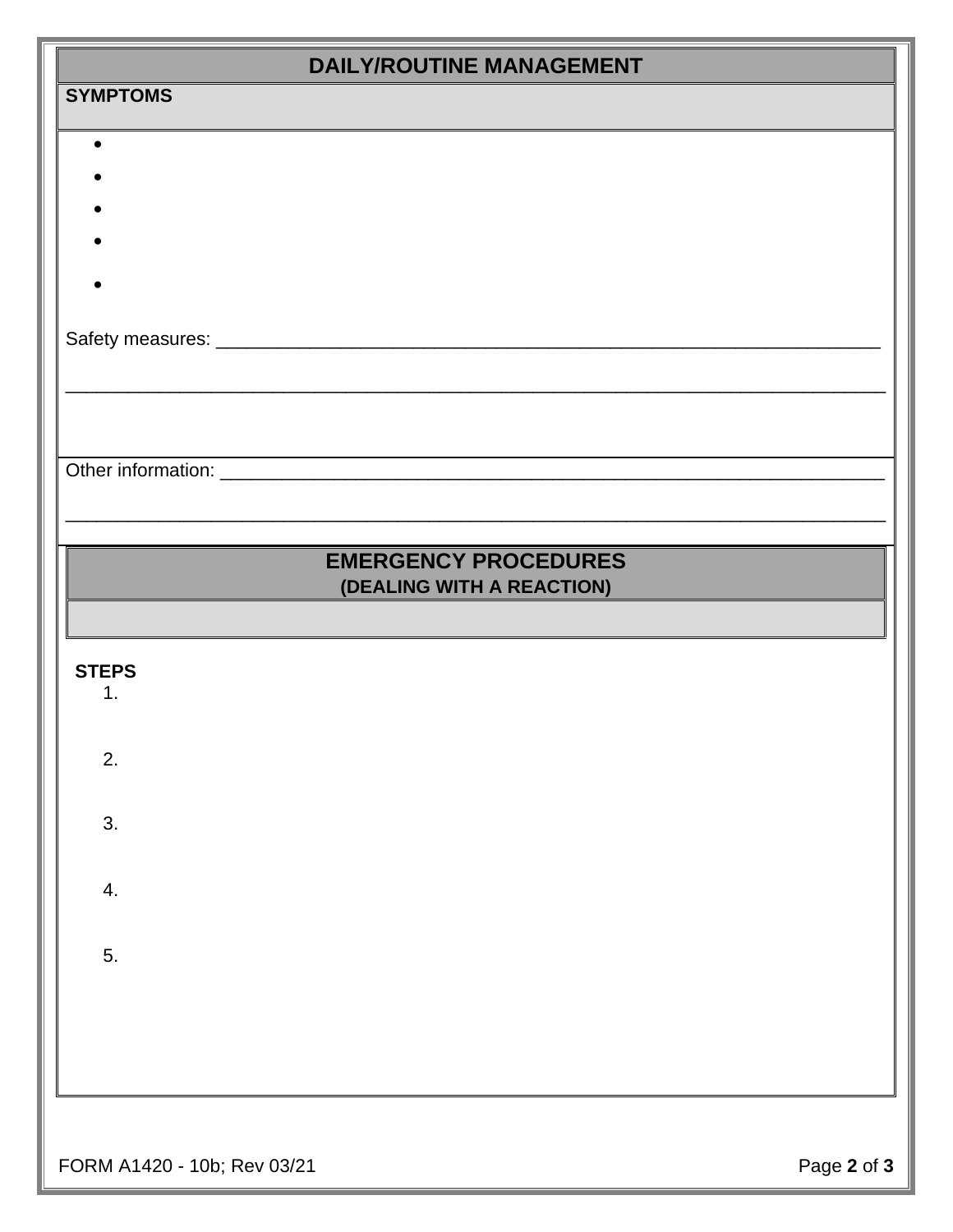## DAILY/ROUTINE MANAGEMENT

**SYMPTOMS**

- 
- 
- 
- 
- 

Safety measures: ___________________________________________________________________

______________________________________________________________________________

Other information: __________________________________________________________________

______________________________________________________________________________

## EMERGENCY PROCEDURES

**(DEALING WITH A REACTION)**

**STEPS**

1. 
2. 
3. 
4. 
5. 

FORM A1420 - 10b; Rev 03/21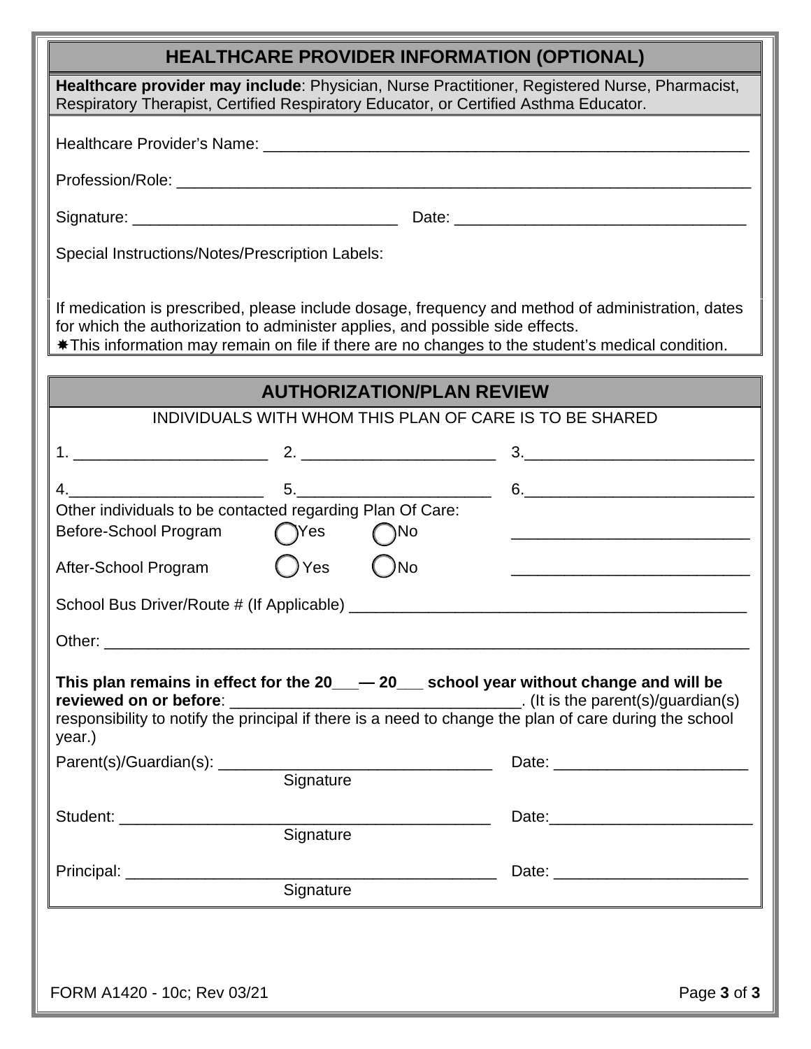## HEALTHCARE PROVIDER INFORMATION (OPTIONAL)

**Healthcare provider may include**: Physician, Nurse Practitioner, Registered Nurse, Pharmacist, Respiratory Therapist, Certified Respiratory Educator, or Certified Asthma Educator.

Healthcare Provider's Name: ________________________________________________________

Profession/Role: ________________________________________________________________

Signature: ______________________________ Date: _________________________________

Special Instructions/Notes/Prescription Labels:

If medication is prescribed, please include dosage, frequency and method of administration, dates for which the authorization to administer applies, and possible side effects.

✷This information may remain on file if there are no changes to the student's medical condition.

## AUTHORIZATION/PLAN REVIEW

INDIVIDUALS WITH WHOM THIS PLAN OF CARE IS TO BE SHARED

1. ______________________ 2. ______________________ 3.__________________________

4.______________________ 5.______________________ 6.__________________________

Other individuals to be contacted regarding Plan Of Care:

Before-School Program ◯ Yes ◯ No ___________________________

After-School Program ◯ Yes ◯ No ___________________________

School Bus Driver/Route # (If Applicable) ____________________________________________

Other: ___________________________________________________________________________

**This plan remains in effect for the 20___— 20___ school year without change and will be reviewed on or before**: _________________________________. (It is the parent(s)/guardian(s) responsibility to notify the principal if there is a need to change the plan of care during the school year.)

Parent(s)/Guardian(s): ______________________________ Date: ______________________
Signature

Student: __________________________________________ Date:_______________________
Signature

Principal: __________________________________________ Date: ______________________
Signature

FORM A1420 - 10c; Rev 03/21